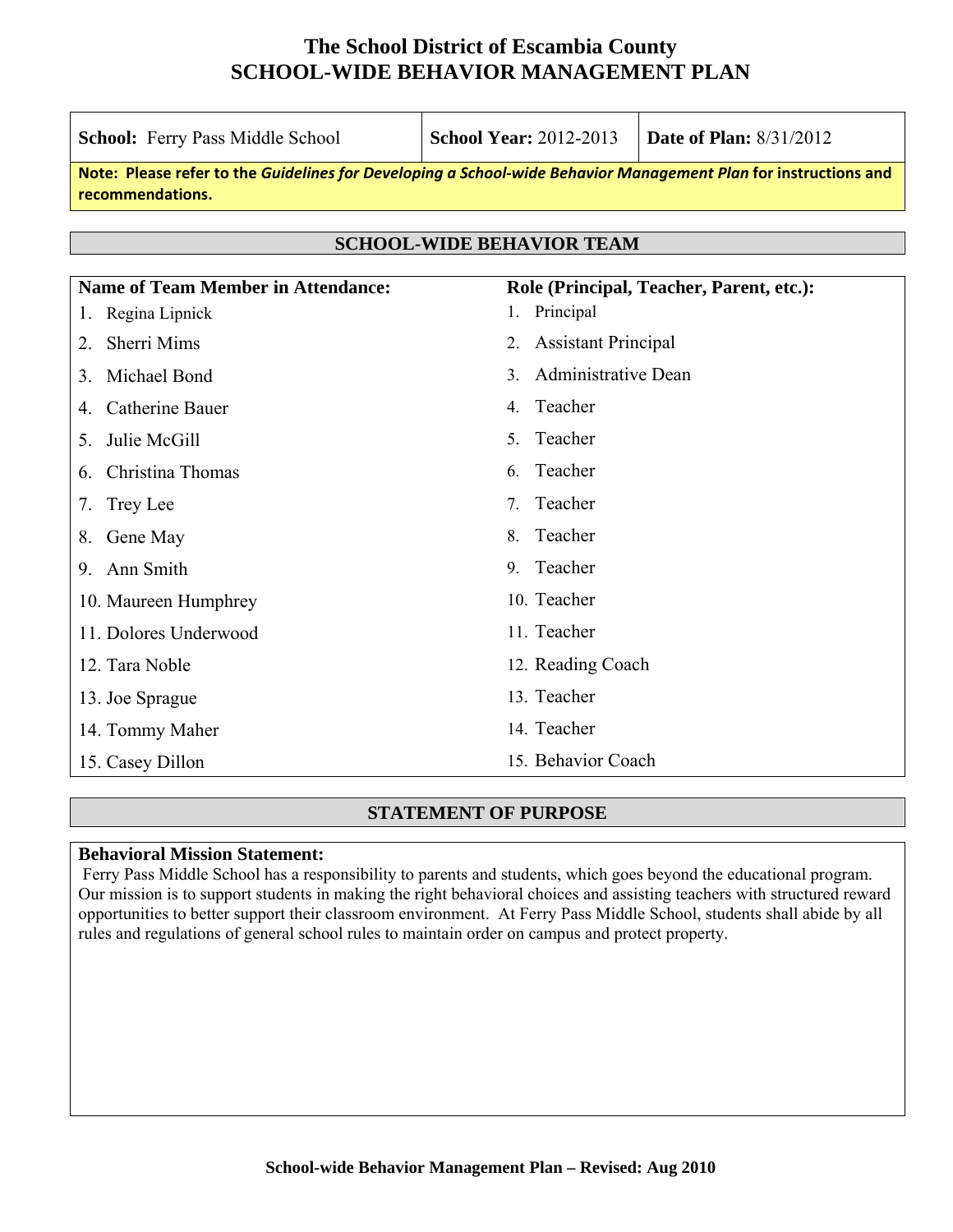# The School District of Escambia County
# SCHOOL-WIDE BEHAVIOR MANAGEMENT PLAN

| **School:** Ferry Pass Middle School | **School Year:** 2012-2013 | **Date of Plan:** 8/31/2012 |
|---|---|---|

**Note: Please refer to the *Guidelines for Developing a School-wide Behavior Management Plan* for instructions and recommendations.**

## SCHOOL-WIDE BEHAVIOR TEAM

| Name of Team Member in Attendance: | Role (Principal, Teacher, Parent, etc.): |
|---|---|
| 1. Regina Lipnick | 1. Principal |
| 2. Sherri Mims | 2. Assistant Principal |
| 3. Michael Bond | 3. Administrative Dean |
| 4. Catherine Bauer | 4. Teacher |
| 5. Julie McGill | 5. Teacher |
| 6. Christina Thomas | 6. Teacher |
| 7. Trey Lee | 7. Teacher |
| 8. Gene May | 8. Teacher |
| 9. Ann Smith | 9. Teacher |
| 10. Maureen Humphrey | 10. Teacher |
| 11. Dolores Underwood | 11. Teacher |
| 12. Tara Noble | 12. Reading Coach |
| 13. Joe Sprague | 13. Teacher |
| 14. Tommy Maher | 14. Teacher |
| 15. Casey Dillon | 15. Behavior Coach |

## STATEMENT OF PURPOSE

**Behavioral Mission Statement:**

Ferry Pass Middle School has a responsibility to parents and students, which goes beyond the educational program. Our mission is to support students in making the right behavioral choices and assisting teachers with structured reward opportunities to better support their classroom environment. At Ferry Pass Middle School, students shall abide by all rules and regulations of general school rules to maintain order on campus and protect property.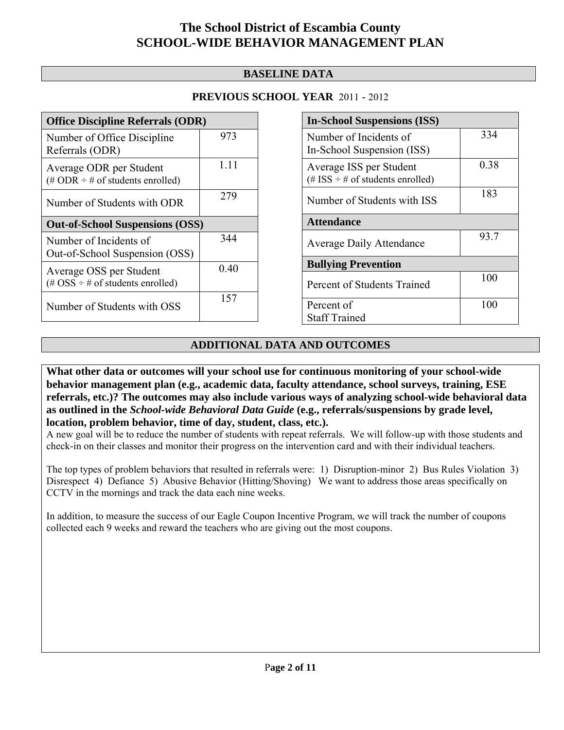# The School District of Escambia County
# SCHOOL-WIDE BEHAVIOR MANAGEMENT PLAN

## BASELINE DATA

### PREVIOUS SCHOOL YEAR 2011 - 2012

| Office Discipline Referrals (ODR) | |
|---|---|
| Number of Office Discipline Referrals (ODR) | 973 |
| Average ODR per Student (# ODR ÷ # of students enrolled) | 1.11 |
| Number of Students with ODR | 279 |
| **Out-of-School Suspensions (OSS)** | |
| Number of Incidents of Out-of-School Suspension (OSS) | 344 |
| Average OSS per Student (# OSS ÷ # of students enrolled) | 0.40 |
| Number of Students with OSS | 157 |

| In-School Suspensions (ISS) | |
|---|---|
| Number of Incidents of In-School Suspension (ISS) | 334 |
| Average ISS per Student (# ISS ÷ # of students enrolled) | 0.38 |
| Number of Students with ISS | 183 |
| **Attendance** | |
| Average Daily Attendance | 93.7 |
| **Bullying Prevention** | |
| Percent of Students Trained | 100 |
| Percent of Staff Trained | 100 |

## ADDITIONAL DATA AND OUTCOMES

**What other data or outcomes will your school use for continuous monitoring of your school-wide behavior management plan (e.g., academic data, faculty attendance, school surveys, training, ESE referrals, etc.)? The outcomes may also include various ways of analyzing school-wide behavioral data as outlined in the *School-wide Behavioral Data Guide* (e.g., referrals/suspensions by grade level, location, problem behavior, time of day, student, class, etc.).**

A new goal will be to reduce the number of students with repeat referrals. We will follow-up with those students and check-in on their classes and monitor their progress on the intervention card and with their individual teachers.

The top types of problem behaviors that resulted in referrals were: 1) Disruption-minor 2) Bus Rules Violation 3) Disrespect 4) Defiance 5) Abusive Behavior (Hitting/Shoving) We want to address those areas specifically on CCTV in the mornings and track the data each nine weeks.

In addition, to measure the success of our Eagle Coupon Incentive Program, we will track the number of coupons collected each 9 weeks and reward the teachers who are giving out the most coupons.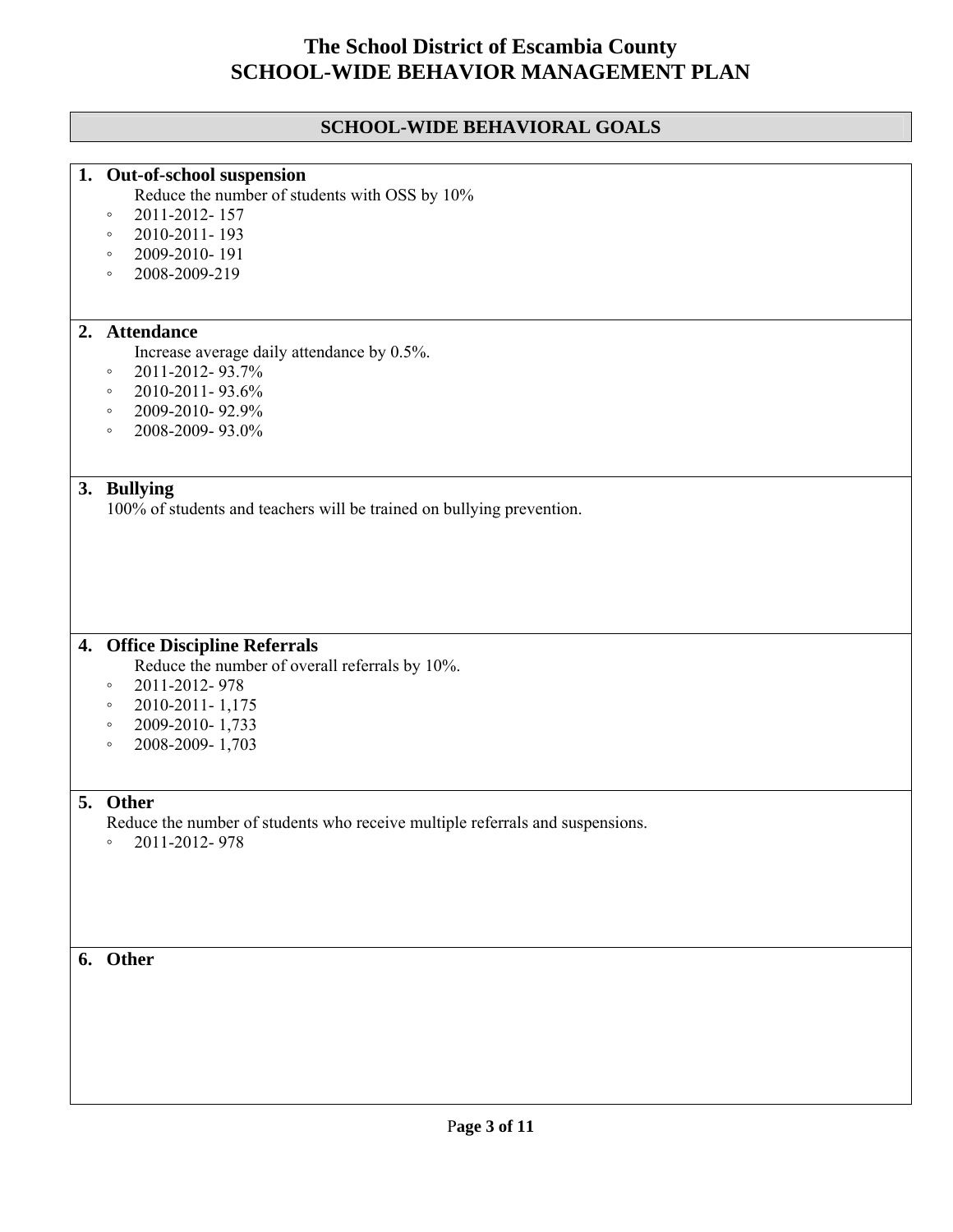# The School District of Escambia County
# SCHOOL-WIDE BEHAVIOR MANAGEMENT PLAN

## SCHOOL-WIDE BEHAVIORAL GOALS

**1. Out-of-school suspension**

Reduce the number of students with OSS by 10%

- 2011-2012- 157
- 2010-2011- 193
- 2009-2010- 191
- 2008-2009-219

**2. Attendance**

Increase average daily attendance by 0.5%.

- 2011-2012- 93.7%
- 2010-2011- 93.6%
- 2009-2010- 92.9%
- 2008-2009- 93.0%

**3. Bullying**

100% of students and teachers will be trained on bullying prevention.

**4. Office Discipline Referrals**

Reduce the number of overall referrals by 10%.

- 2011-2012- 978
- 2010-2011- 1,175
- 2009-2010- 1,733
- 2008-2009- 1,703

**5. Other**

Reduce the number of students who receive multiple referrals and suspensions.

- 2011-2012- 978

**6. Other**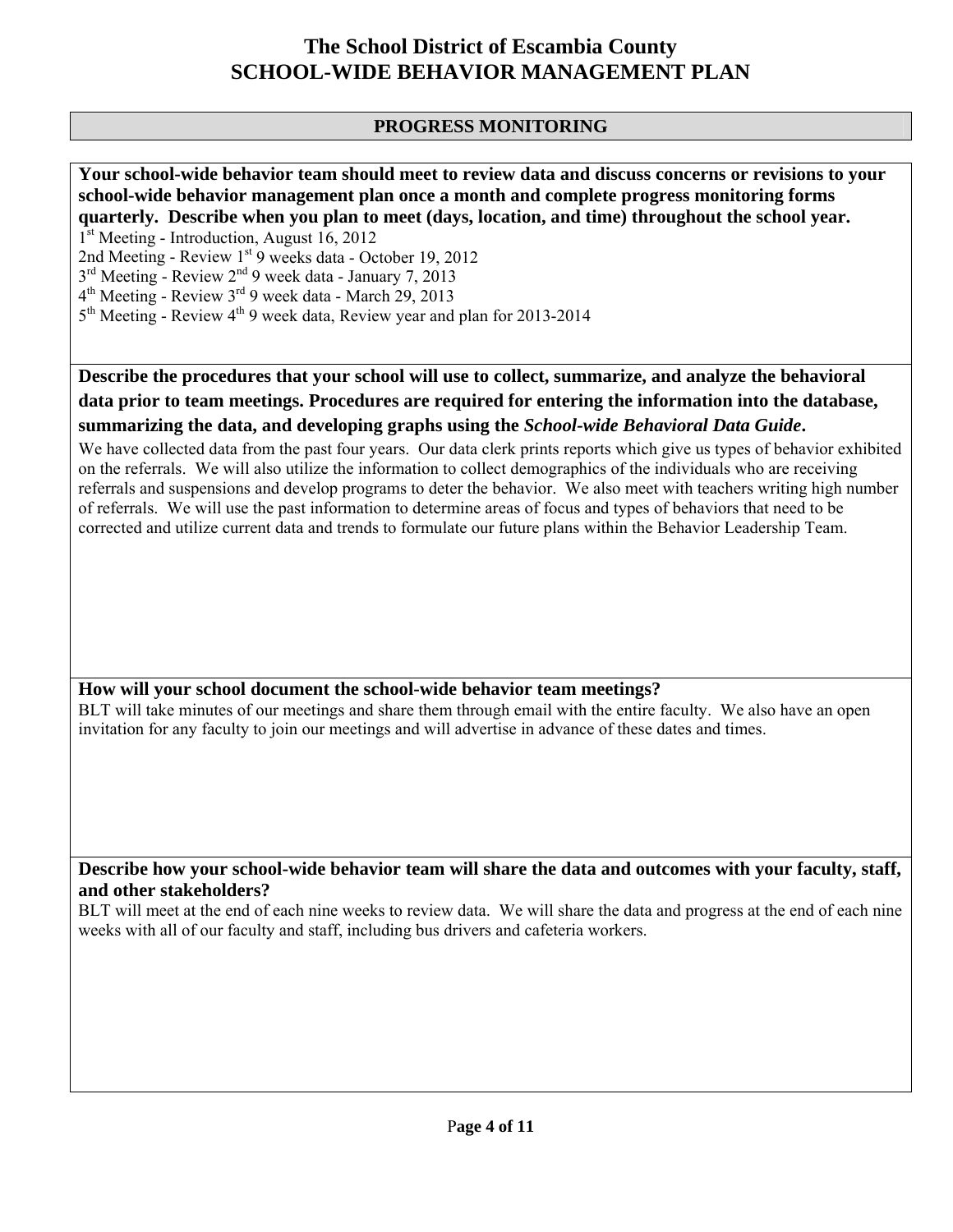# The School District of Escambia County
# SCHOOL-WIDE BEHAVIOR MANAGEMENT PLAN

## PROGRESS MONITORING

**Your school-wide behavior team should meet to review data and discuss concerns or revisions to your school-wide behavior management plan once a month and complete progress monitoring forms quarterly. Describe when you plan to meet (days, location, and time) throughout the school year.**

1st Meeting - Introduction, August 16, 2012
2nd Meeting - Review 1st 9 weeks data - October 19, 2012
3rd Meeting - Review 2nd 9 week data - January 7, 2013
4th Meeting - Review 3rd 9 week data - March 29, 2013
5th Meeting - Review 4th 9 week data, Review year and plan for 2013-2014

**Describe the procedures that your school will use to collect, summarize, and analyze the behavioral data prior to team meetings. Procedures are required for entering the information into the database, summarizing the data, and developing graphs using the *School-wide Behavioral Data Guide*.**

We have collected data from the past four years. Our data clerk prints reports which give us types of behavior exhibited on the referrals. We will also utilize the information to collect demographics of the individuals who are receiving referrals and suspensions and develop programs to deter the behavior. We also meet with teachers writing high number of referrals. We will use the past information to determine areas of focus and types of behaviors that need to be corrected and utilize current data and trends to formulate our future plans within the Behavior Leadership Team.

**How will your school document the school-wide behavior team meetings?**

BLT will take minutes of our meetings and share them through email with the entire faculty. We also have an open invitation for any faculty to join our meetings and will advertise in advance of these dates and times.

**Describe how your school-wide behavior team will share the data and outcomes with your faculty, staff, and other stakeholders?**

BLT will meet at the end of each nine weeks to review data. We will share the data and progress at the end of each nine weeks with all of our faculty and staff, including bus drivers and cafeteria workers.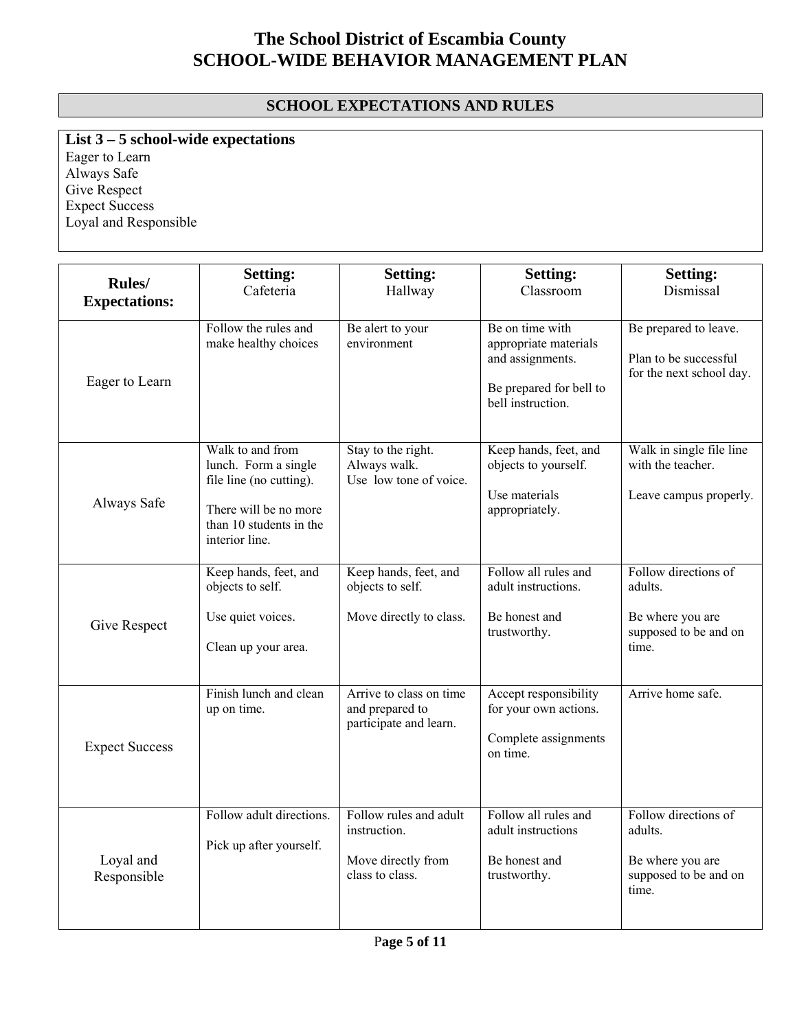# The School District of Escambia County
# SCHOOL-WIDE BEHAVIOR MANAGEMENT PLAN

## SCHOOL EXPECTATIONS AND RULES

**List 3 – 5 school-wide expectations**

Eager to Learn
Always Safe
Give Respect
Expect Success
Loyal and Responsible

| **Rules/ Expectations:** | **Setting:** Cafeteria | **Setting:** Hallway | **Setting:** Classroom | **Setting:** Dismissal |
|---|---|---|---|---|
| Eager to Learn | Follow the rules and make healthy choices | Be alert to your environment | Be on time with appropriate materials and assignments.<br><br>Be prepared for bell to bell instruction. | Be prepared to leave.<br><br>Plan to be successful for the next school day. |
| Always Safe | Walk to and from lunch. Form a single file line (no cutting).<br><br>There will be no more than 10 students in the interior line. | Stay to the right.<br>Always walk.<br>Use low tone of voice. | Keep hands, feet, and objects to yourself.<br><br>Use materials appropriately. | Walk in single file line with the teacher.<br><br>Leave campus properly. |
| Give Respect | Keep hands, feet, and objects to self.<br><br>Use quiet voices.<br><br>Clean up your area. | Keep hands, feet, and objects to self.<br><br>Move directly to class. | Follow all rules and adult instructions.<br><br>Be honest and trustworthy. | Follow directions of adults.<br><br>Be where you are supposed to be and on time. |
| Expect Success | Finish lunch and clean up on time. | Arrive to class on time and prepared to participate and learn. | Accept responsibility for your own actions.<br><br>Complete assignments on time. | Arrive home safe. |
| Loyal and Responsible | Follow adult directions.<br><br>Pick up after yourself. | Follow rules and adult instruction.<br><br>Move directly from class to class. | Follow all rules and adult instructions<br><br>Be honest and trustworthy. | Follow directions of adults.<br><br>Be where you are supposed to be and on time. |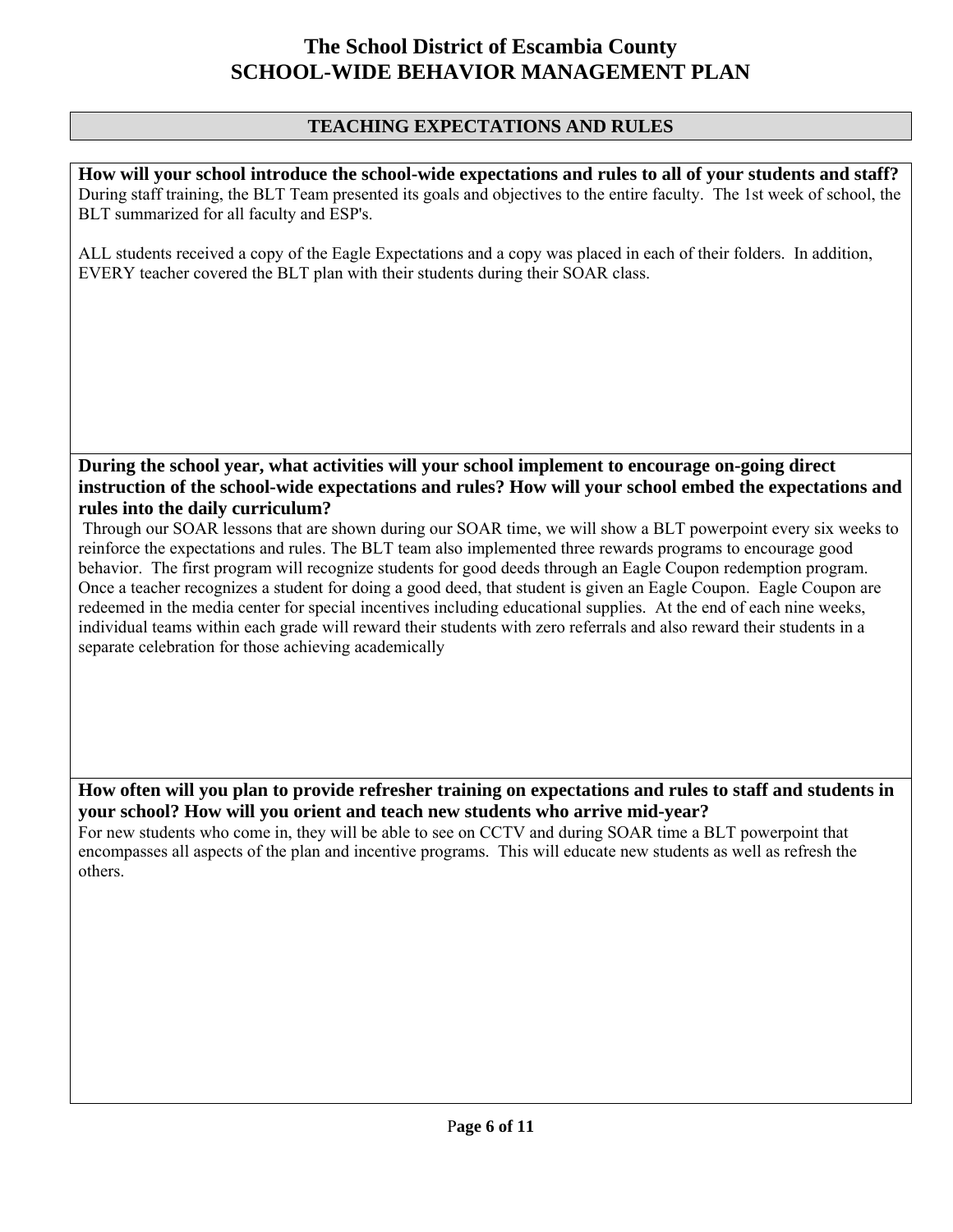# The School District of Escambia County
# SCHOOL-WIDE BEHAVIOR MANAGEMENT PLAN

## TEACHING EXPECTATIONS AND RULES

**How will your school introduce the school-wide expectations and rules to all of your students and staff?**

During staff training, the BLT Team presented its goals and objectives to the entire faculty. The 1st week of school, the BLT summarized for all faculty and ESP's.

ALL students received a copy of the Eagle Expectations and a copy was placed in each of their folders. In addition, EVERY teacher covered the BLT plan with their students during their SOAR class.

**During the school year, what activities will your school implement to encourage on-going direct instruction of the school-wide expectations and rules? How will your school embed the expectations and rules into the daily curriculum?**

Through our SOAR lessons that are shown during our SOAR time, we will show a BLT powerpoint every six weeks to reinforce the expectations and rules. The BLT team also implemented three rewards programs to encourage good behavior. The first program will recognize students for good deeds through an Eagle Coupon redemption program. Once a teacher recognizes a student for doing a good deed, that student is given an Eagle Coupon. Eagle Coupon are redeemed in the media center for special incentives including educational supplies. At the end of each nine weeks, individual teams within each grade will reward their students with zero referrals and also reward their students in a separate celebration for those achieving academically

**How often will you plan to provide refresher training on expectations and rules to staff and students in your school? How will you orient and teach new students who arrive mid-year?**

For new students who come in, they will be able to see on CCTV and during SOAR time a BLT powerpoint that encompasses all aspects of the plan and incentive programs. This will educate new students as well as refresh the others.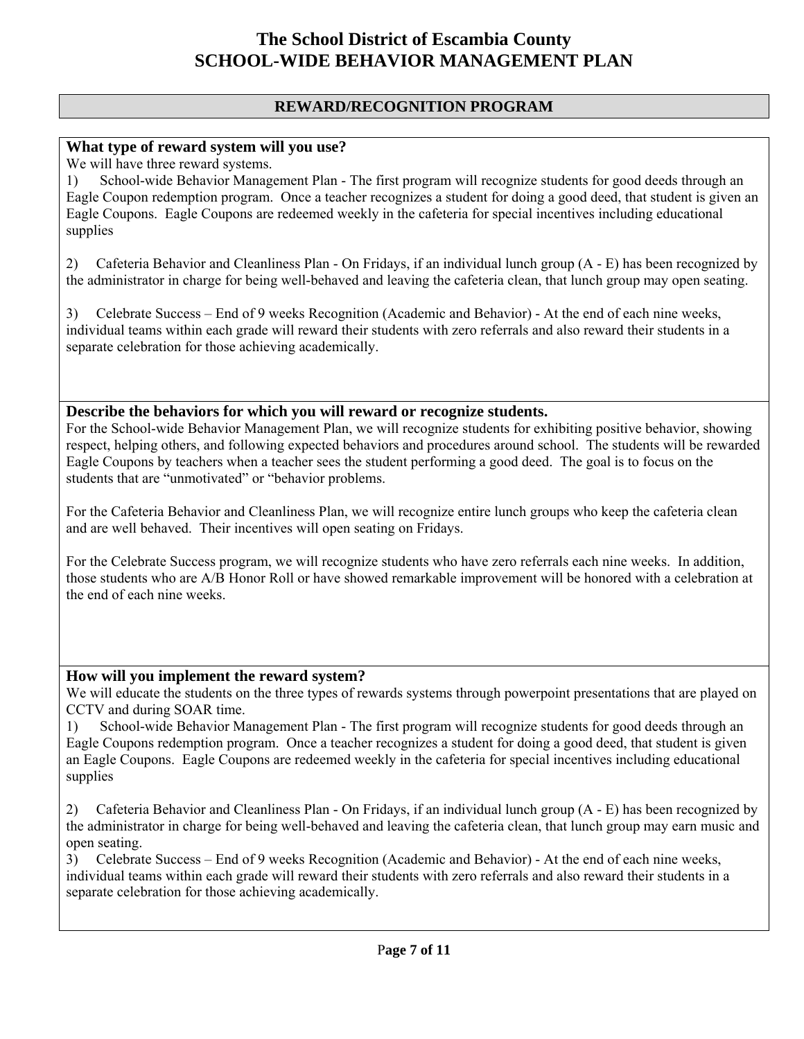# The School District of Escambia County
# SCHOOL-WIDE BEHAVIOR MANAGEMENT PLAN

## REWARD/RECOGNITION PROGRAM

### What type of reward system will you use?

We will have three reward systems.

1) School-wide Behavior Management Plan - The first program will recognize students for good deeds through an Eagle Coupon redemption program. Once a teacher recognizes a student for doing a good deed, that student is given an Eagle Coupons. Eagle Coupons are redeemed weekly in the cafeteria for special incentives including educational supplies

2) Cafeteria Behavior and Cleanliness Plan - On Fridays, if an individual lunch group (A - E) has been recognized by the administrator in charge for being well-behaved and leaving the cafeteria clean, that lunch group may open seating.

3) Celebrate Success – End of 9 weeks Recognition (Academic and Behavior) - At the end of each nine weeks, individual teams within each grade will reward their students with zero referrals and also reward their students in a separate celebration for those achieving academically.

### Describe the behaviors for which you will reward or recognize students.

For the School-wide Behavior Management Plan, we will recognize students for exhibiting positive behavior, showing respect, helping others, and following expected behaviors and procedures around school. The students will be rewarded Eagle Coupons by teachers when a teacher sees the student performing a good deed. The goal is to focus on the students that are "unmotivated" or "behavior problems.

For the Cafeteria Behavior and Cleanliness Plan, we will recognize entire lunch groups who keep the cafeteria clean and are well behaved. Their incentives will open seating on Fridays.

For the Celebrate Success program, we will recognize students who have zero referrals each nine weeks. In addition, those students who are A/B Honor Roll or have showed remarkable improvement will be honored with a celebration at the end of each nine weeks.

### How will you implement the reward system?

We will educate the students on the three types of rewards systems through powerpoint presentations that are played on CCTV and during SOAR time.

1) School-wide Behavior Management Plan - The first program will recognize students for good deeds through an Eagle Coupons redemption program. Once a teacher recognizes a student for doing a good deed, that student is given an Eagle Coupons. Eagle Coupons are redeemed weekly in the cafeteria for special incentives including educational supplies

2) Cafeteria Behavior and Cleanliness Plan - On Fridays, if an individual lunch group (A - E) has been recognized by the administrator in charge for being well-behaved and leaving the cafeteria clean, that lunch group may earn music and open seating.

3) Celebrate Success – End of 9 weeks Recognition (Academic and Behavior) - At the end of each nine weeks, individual teams within each grade will reward their students with zero referrals and also reward their students in a separate celebration for those achieving academically.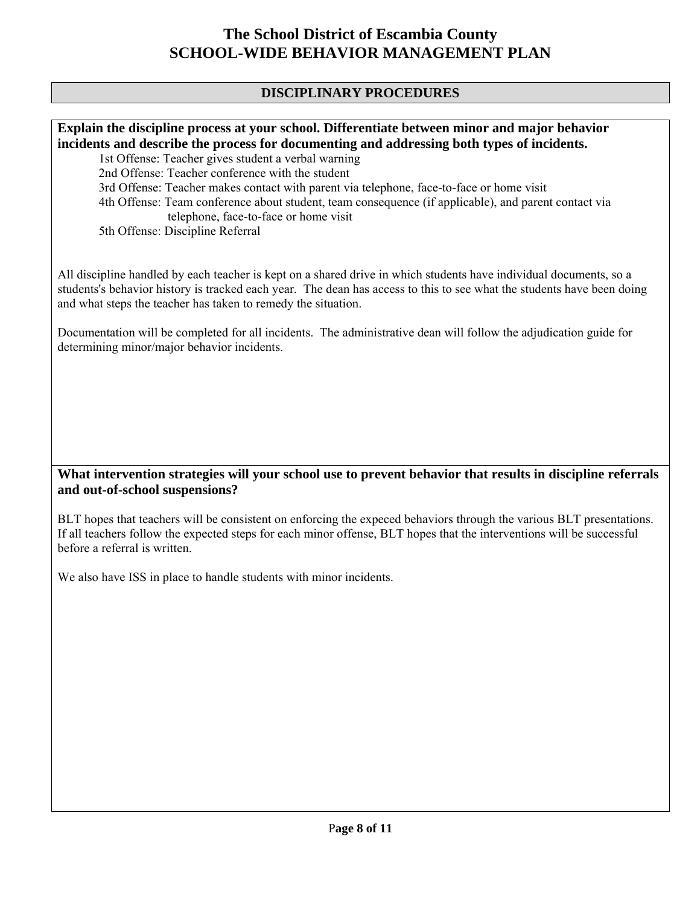# The School District of Escambia County
# SCHOOL-WIDE BEHAVIOR MANAGEMENT PLAN

## DISCIPLINARY PROCEDURES

**Explain the discipline process at your school. Differentiate between minor and major behavior incidents and describe the process for documenting and addressing both types of incidents.**

1st Offense: Teacher gives student a verbal warning
2nd Offense: Teacher conference with the student
3rd Offense: Teacher makes contact with parent via telephone, face-to-face or home visit
4th Offense: Team conference about student, team consequence (if applicable), and parent contact via telephone, face-to-face or home visit
5th Offense: Discipline Referral

All discipline handled by each teacher is kept on a shared drive in which students have individual documents, so a students's behavior history is tracked each year. The dean has access to this to see what the students have been doing and what steps the teacher has taken to remedy the situation.

Documentation will be completed for all incidents. The administrative dean will follow the adjudication guide for determining minor/major behavior incidents.

**What intervention strategies will your school use to prevent behavior that results in discipline referrals and out-of-school suspensions?**

BLT hopes that teachers will be consistent on enforcing the expeced behaviors through the various BLT presentations. If all teachers follow the expected steps for each minor offense, BLT hopes that the interventions will be successful before a referral is written.

We also have ISS in place to handle students with minor incidents.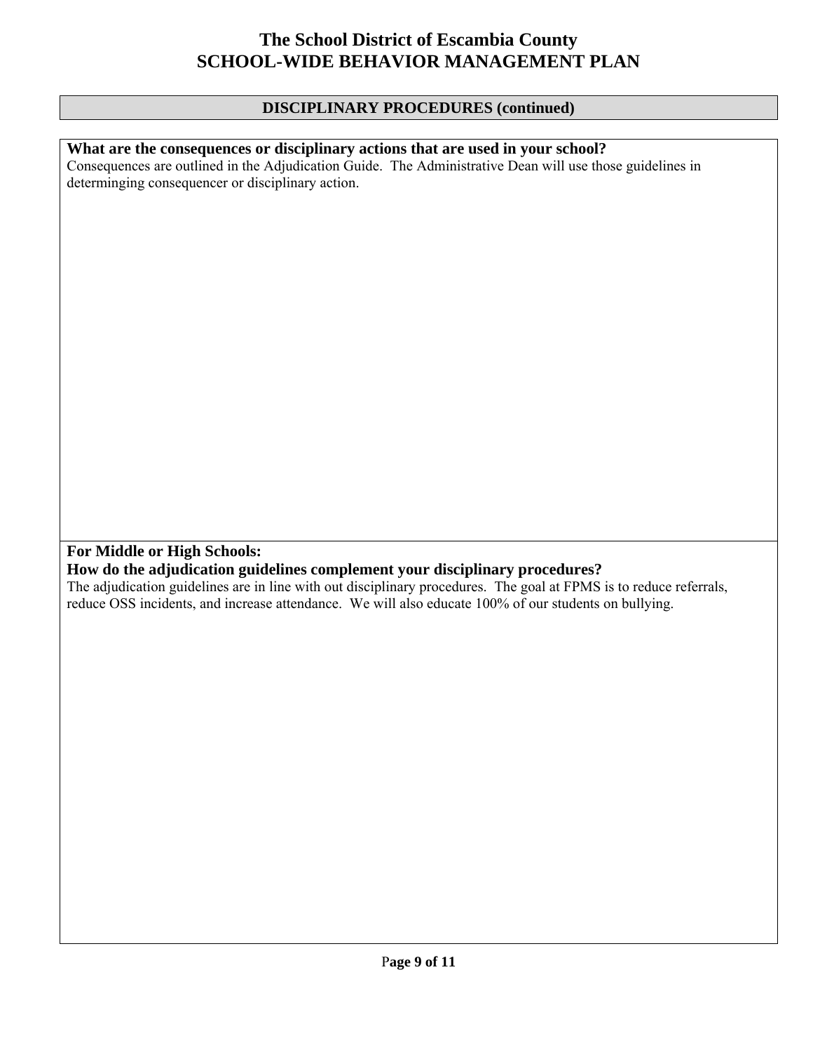# The School District of Escambia County
# SCHOOL-WIDE BEHAVIOR MANAGEMENT PLAN

## DISCIPLINARY PROCEDURES (continued)

**What are the consequences or disciplinary actions that are used in your school?**

Consequences are outlined in the Adjudication Guide. The Administrative Dean will use those guidelines in determinging consequencer or disciplinary action.

**For Middle or High Schools:**
**How do the adjudication guidelines complement your disciplinary procedures?**

The adjudication guidelines are in line with out disciplinary procedures. The goal at FPMS is to reduce referrals, reduce OSS incidents, and increase attendance. We will also educate 100% of our students on bullying.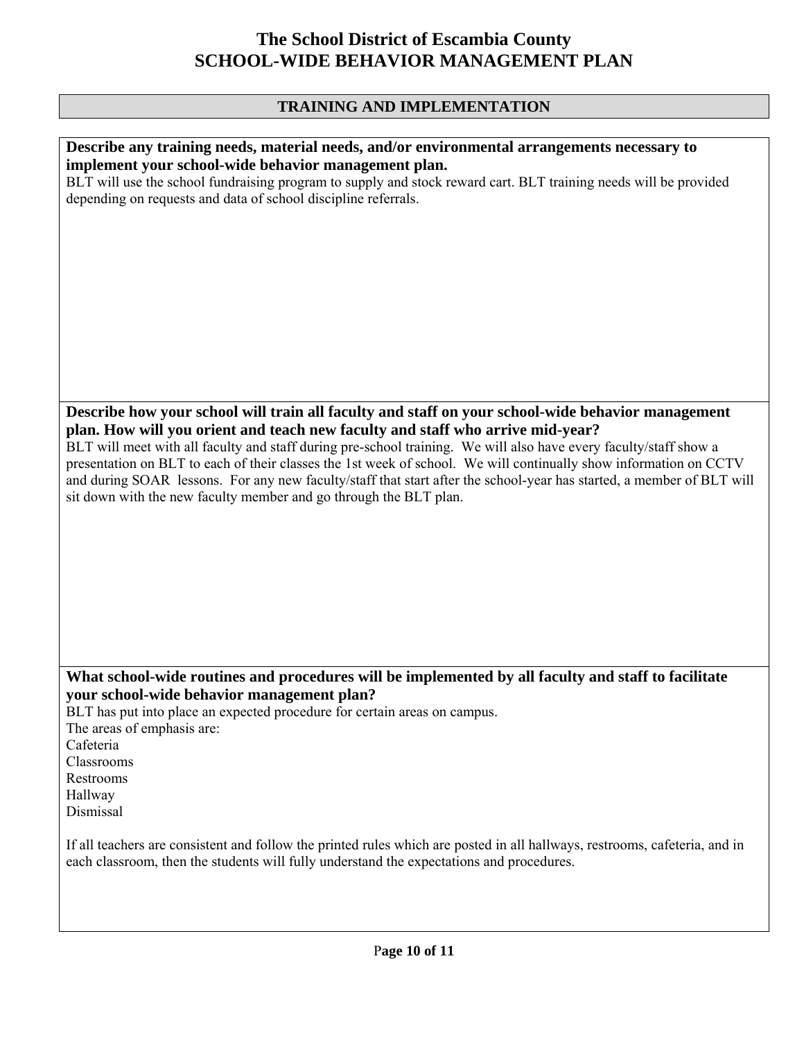# The School District of Escambia County
# SCHOOL-WIDE BEHAVIOR MANAGEMENT PLAN

## TRAINING AND IMPLEMENTATION

**Describe any training needs, material needs, and/or environmental arrangements necessary to implement your school-wide behavior management plan.**

BLT will use the school fundraising program to supply and stock reward cart. BLT training needs will be provided depending on requests and data of school discipline referrals.

**Describe how your school will train all faculty and staff on your school-wide behavior management plan. How will you orient and teach new faculty and staff who arrive mid-year?**

BLT will meet with all faculty and staff during pre-school training. We will also have every faculty/staff show a presentation on BLT to each of their classes the 1st week of school. We will continually show information on CCTV and during SOAR lessons. For any new faculty/staff that start after the school-year has started, a member of BLT will sit down with the new faculty member and go through the BLT plan.

**What school-wide routines and procedures will be implemented by all faculty and staff to facilitate your school-wide behavior management plan?**

BLT has put into place an expected procedure for certain areas on campus.
The areas of emphasis are:
Cafeteria
Classrooms
Restrooms
Hallway
Dismissal

If all teachers are consistent and follow the printed rules which are posted in all hallways, restrooms, cafeteria, and in each classroom, then the students will fully understand the expectations and procedures.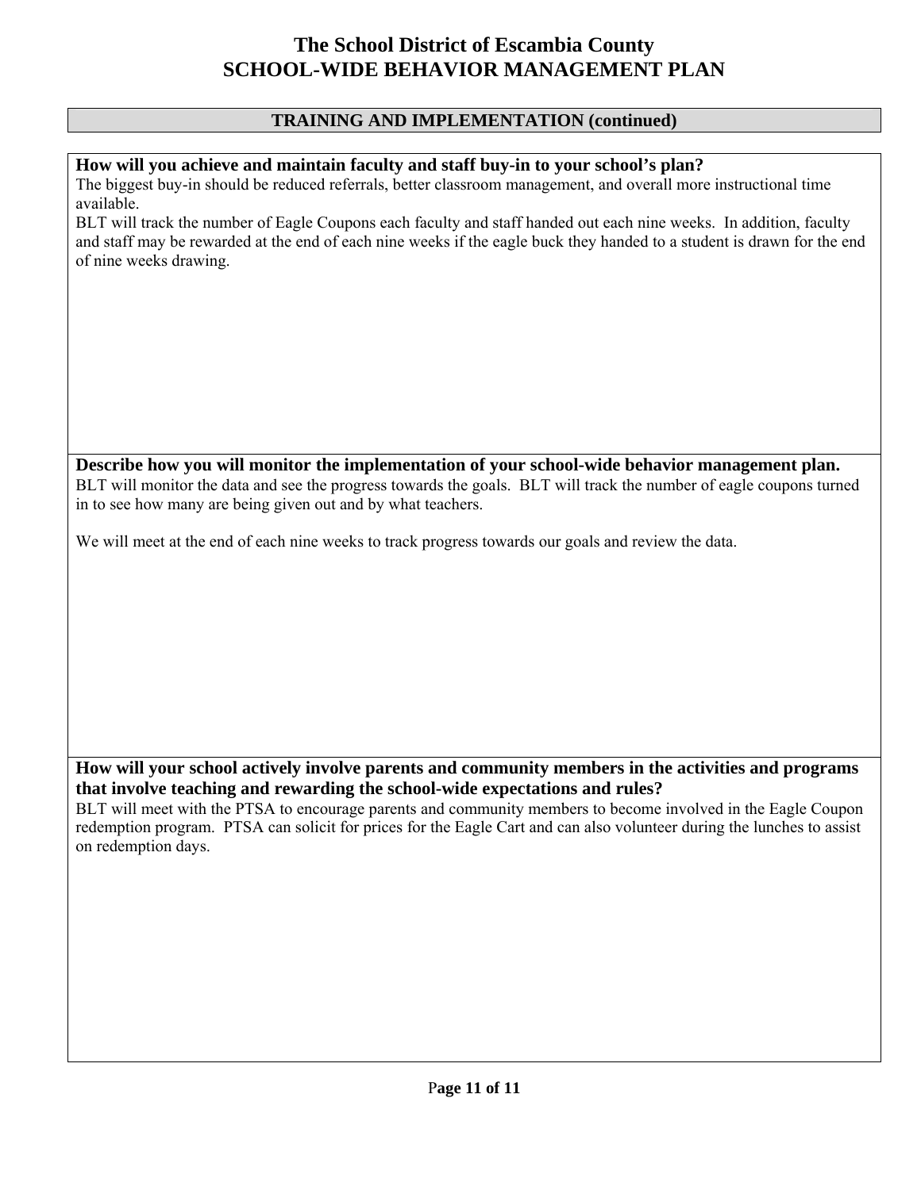# The School District of Escambia County
# SCHOOL-WIDE BEHAVIOR MANAGEMENT PLAN

## TRAINING AND IMPLEMENTATION (continued)

**How will you achieve and maintain faculty and staff buy-in to your school's plan?**

The biggest buy-in should be reduced referrals, better classroom management, and overall more instructional time available.

BLT will track the number of Eagle Coupons each faculty and staff handed out each nine weeks. In addition, faculty and staff may be rewarded at the end of each nine weeks if the eagle buck they handed to a student is drawn for the end of nine weeks drawing.

**Describe how you will monitor the implementation of your school-wide behavior management plan.**

BLT will monitor the data and see the progress towards the goals. BLT will track the number of eagle coupons turned in to see how many are being given out and by what teachers.

We will meet at the end of each nine weeks to track progress towards our goals and review the data.

**How will your school actively involve parents and community members in the activities and programs that involve teaching and rewarding the school-wide expectations and rules?**

BLT will meet with the PTSA to encourage parents and community members to become involved in the Eagle Coupon redemption program. PTSA can solicit for prices for the Eagle Cart and can also volunteer during the lunches to assist on redemption days.